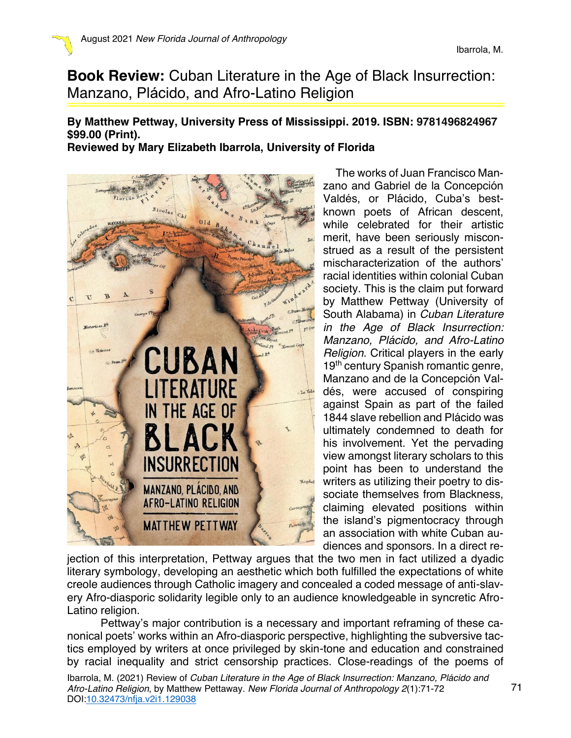# **Book Review:** Cuban Literature in the Age of Black Insurrection: Manzano, Plácido, and Afro-Latino Religion

**By Matthew Pettway, University Press of Mississippi. 2019. ISBN: 9781496824967 $99.00 (Print).**
**Reviewed by Mary Elizabeth Ibarrola, University of Florida**

The works of Juan Francisco Manzano and Gabriel de la Concepción Valdés, or Plácido, Cuba's best-known poets of African descent, while celebrated for their artistic merit, have been seriously misconstrued as a result of the persistent mischaracterization of the authors' racial identities within colonial Cuban society. This is the claim put forward by Matthew Pettway (University of South Alabama) in *Cuban Literature in the Age of Black Insurrection: Manzano, Plácido, and Afro-Latino Religion*. Critical players in the early 19th century Spanish romantic genre, Manzano and de la Concepción Valdés, were accused of conspiring against Spain as part of the failed 1844 slave rebellion and Plácido was ultimately condemned to death for his involvement. Yet the pervading view amongst literary scholars to this point has been to understand the writers as utilizing their poetry to dissociate themselves from Blackness, claiming elevated positions within the island's pigmentocracy through an association with white Cuban audiences and sponsors. In a direct rejection of this interpretation, Pettway argues that the two men in fact utilized a dyadic literary symbology, developing an aesthetic which both fulfilled the expectations of white creole audiences through Catholic imagery and concealed a coded message of anti-slavery Afro-diasporic solidarity legible only to an audience knowledgeable in syncretic Afro-Latino religion.

Pettway's major contribution is a necessary and important reframing of these canonical poets' works within an Afro-diasporic perspective, highlighting the subversive tactics employed by writers at once privileged by skin-tone and education and constrained by racial inequality and strict censorship practices. Close-readings of the poems of

Ibarrola, M. (2021) Review of *Cuban Literature in the Age of Black Insurrection: Manzano, Plácido and Afro-Latino Religion*, by Matthew Pettaway. *New Florida Journal of Anthropology 2*(1):71-72 DOI:10.32473/nfja.v2i1.129038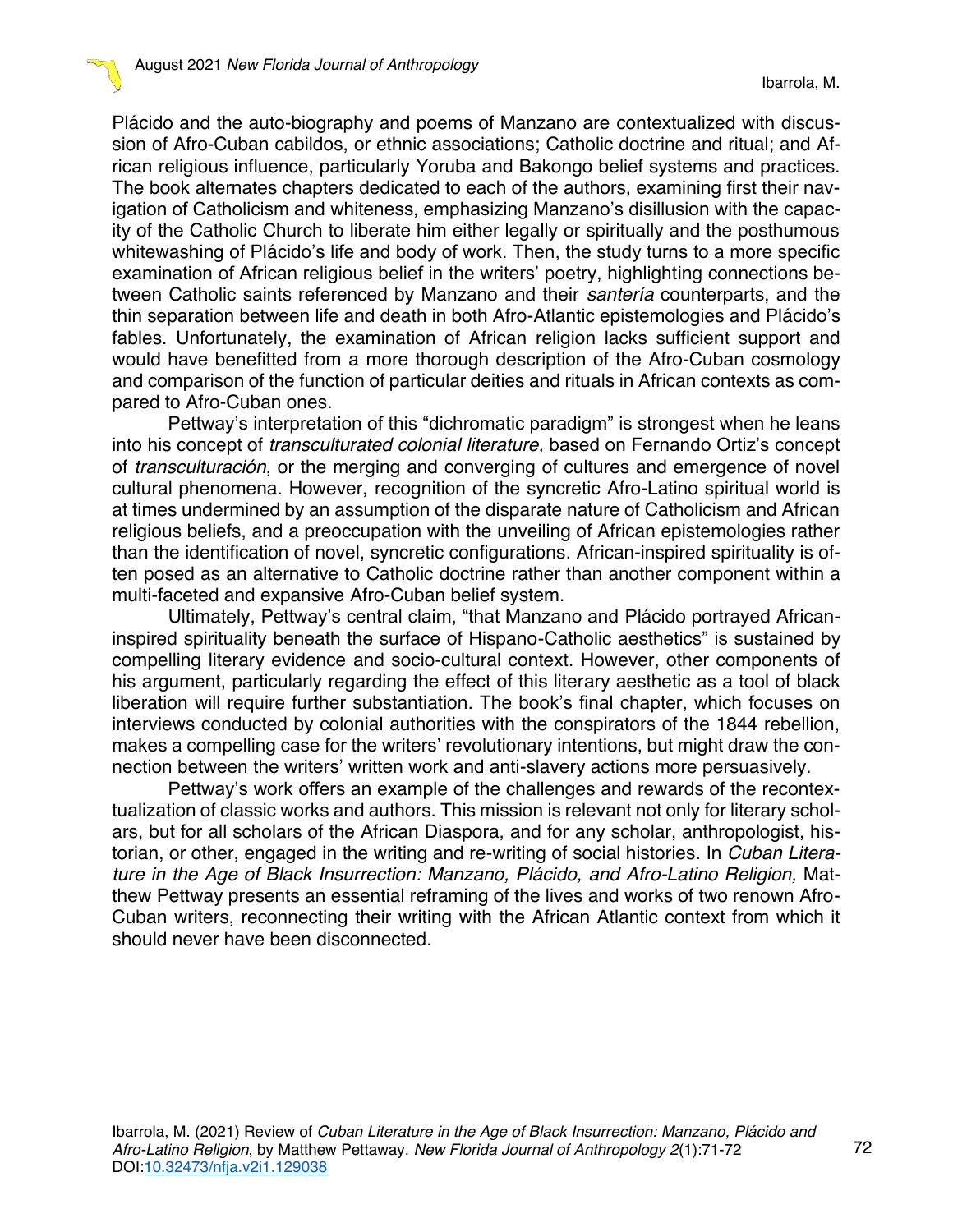Plácido and the auto-biography and poems of Manzano are contextualized with discussion of Afro-Cuban cabildos, or ethnic associations; Catholic doctrine and ritual; and African religious influence, particularly Yoruba and Bakongo belief systems and practices. The book alternates chapters dedicated to each of the authors, examining first their navigation of Catholicism and whiteness, emphasizing Manzano's disillusion with the capacity of the Catholic Church to liberate him either legally or spiritually and the posthumous whitewashing of Plácido's life and body of work. Then, the study turns to a more specific examination of African religious belief in the writers' poetry, highlighting connections between Catholic saints referenced by Manzano and their *santería* counterparts, and the thin separation between life and death in both Afro-Atlantic epistemologies and Plácido's fables. Unfortunately, the examination of African religion lacks sufficient support and would have benefitted from a more thorough description of the Afro-Cuban cosmology and comparison of the function of particular deities and rituals in African contexts as compared to Afro-Cuban ones.

Pettway's interpretation of this "dichromatic paradigm" is strongest when he leans into his concept of *transculturated colonial literature,* based on Fernando Ortiz's concept of *transculturación*, or the merging and converging of cultures and emergence of novel cultural phenomena. However, recognition of the syncretic Afro-Latino spiritual world is at times undermined by an assumption of the disparate nature of Catholicism and African religious beliefs, and a preoccupation with the unveiling of African epistemologies rather than the identification of novel, syncretic configurations. African-inspired spirituality is often posed as an alternative to Catholic doctrine rather than another component within a multi-faceted and expansive Afro-Cuban belief system.

Ultimately, Pettway's central claim, "that Manzano and Plácido portrayed African-inspired spirituality beneath the surface of Hispano-Catholic aesthetics" is sustained by compelling literary evidence and socio-cultural context. However, other components of his argument, particularly regarding the effect of this literary aesthetic as a tool of black liberation will require further substantiation. The book's final chapter, which focuses on interviews conducted by colonial authorities with the conspirators of the 1844 rebellion, makes a compelling case for the writers' revolutionary intentions, but might draw the connection between the writers' written work and anti-slavery actions more persuasively.

Pettway's work offers an example of the challenges and rewards of the recontextualization of classic works and authors. This mission is relevant not only for literary scholars, but for all scholars of the African Diaspora, and for any scholar, anthropologist, historian, or other, engaged in the writing and re-writing of social histories. In *Cuban Literature in the Age of Black Insurrection: Manzano, Plácido, and Afro-Latino Religion,* Matthew Pettway presents an essential reframing of the lives and works of two renown Afro-Cuban writers, reconnecting their writing with the African Atlantic context from which it should never have been disconnected.

Ibarrola, M. (2021) Review of *Cuban Literature in the Age of Black Insurrection: Manzano, Plácido and Afro-Latino Religion*, by Matthew Pettaway. *New Florida Journal of Anthropology 2*(1):71-72 DOI:10.32473/nfja.v2i1.129038